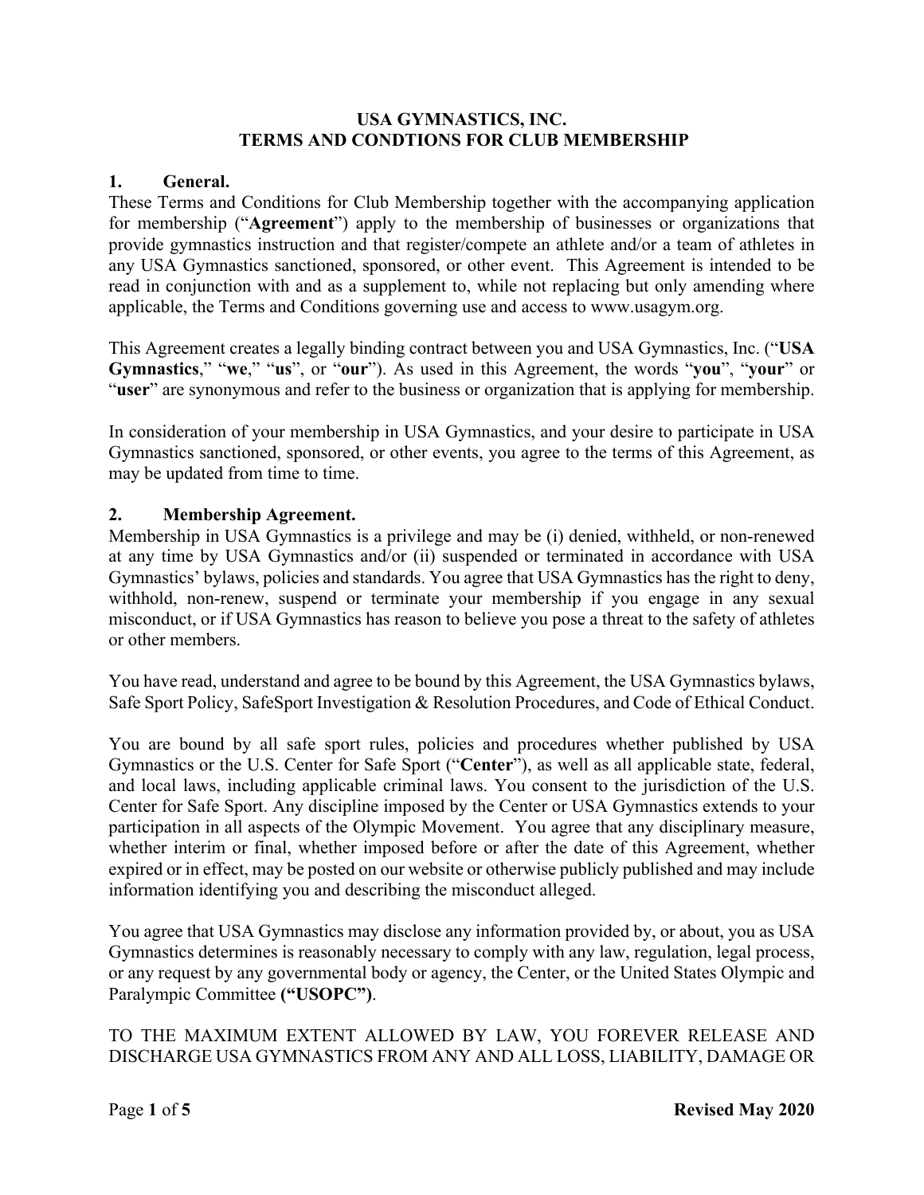**USA GYMNASTICS, INC.**
**TERMS AND CONDTIONS FOR CLUB MEMBERSHIP**

## 1. General.

These Terms and Conditions for Club Membership together with the accompanying application for membership ("**Agreement**") apply to the membership of businesses or organizations that provide gymnastics instruction and that register/compete an athlete and/or a team of athletes in any USA Gymnastics sanctioned, sponsored, or other event. This Agreement is intended to be read in conjunction with and as a supplement to, while not replacing but only amending where applicable, the Terms and Conditions governing use and access to www.usagym.org.

This Agreement creates a legally binding contract between you and USA Gymnastics, Inc. ("**USA Gymnastics**," "**we**," "**us**", or "**our**"). As used in this Agreement, the words "**you**", "**your**" or "**user**" are synonymous and refer to the business or organization that is applying for membership.

In consideration of your membership in USA Gymnastics, and your desire to participate in USA Gymnastics sanctioned, sponsored, or other events, you agree to the terms of this Agreement, as may be updated from time to time.

## 2. Membership Agreement.

Membership in USA Gymnastics is a privilege and may be (i) denied, withheld, or non-renewed at any time by USA Gymnastics and/or (ii) suspended or terminated in accordance with USA Gymnastics' bylaws, policies and standards. You agree that USA Gymnastics has the right to deny, withhold, non-renew, suspend or terminate your membership if you engage in any sexual misconduct, or if USA Gymnastics has reason to believe you pose a threat to the safety of athletes or other members.

You have read, understand and agree to be bound by this Agreement, the USA Gymnastics bylaws, Safe Sport Policy, SafeSport Investigation & Resolution Procedures, and Code of Ethical Conduct.

You are bound by all safe sport rules, policies and procedures whether published by USA Gymnastics or the U.S. Center for Safe Sport ("**Center**"), as well as all applicable state, federal, and local laws, including applicable criminal laws. You consent to the jurisdiction of the U.S. Center for Safe Sport. Any discipline imposed by the Center or USA Gymnastics extends to your participation in all aspects of the Olympic Movement. You agree that any disciplinary measure, whether interim or final, whether imposed before or after the date of this Agreement, whether expired or in effect, may be posted on our website or otherwise publicly published and may include information identifying you and describing the misconduct alleged.

You agree that USA Gymnastics may disclose any information provided by, or about, you as USA Gymnastics determines is reasonably necessary to comply with any law, regulation, legal process, or any request by any governmental body or agency, the Center, or the United States Olympic and Paralympic Committee **("USOPC")**.

TO THE MAXIMUM EXTENT ALLOWED BY LAW, YOU FOREVER RELEASE AND DISCHARGE USA GYMNASTICS FROM ANY AND ALL LOSS, LIABILITY, DAMAGE OR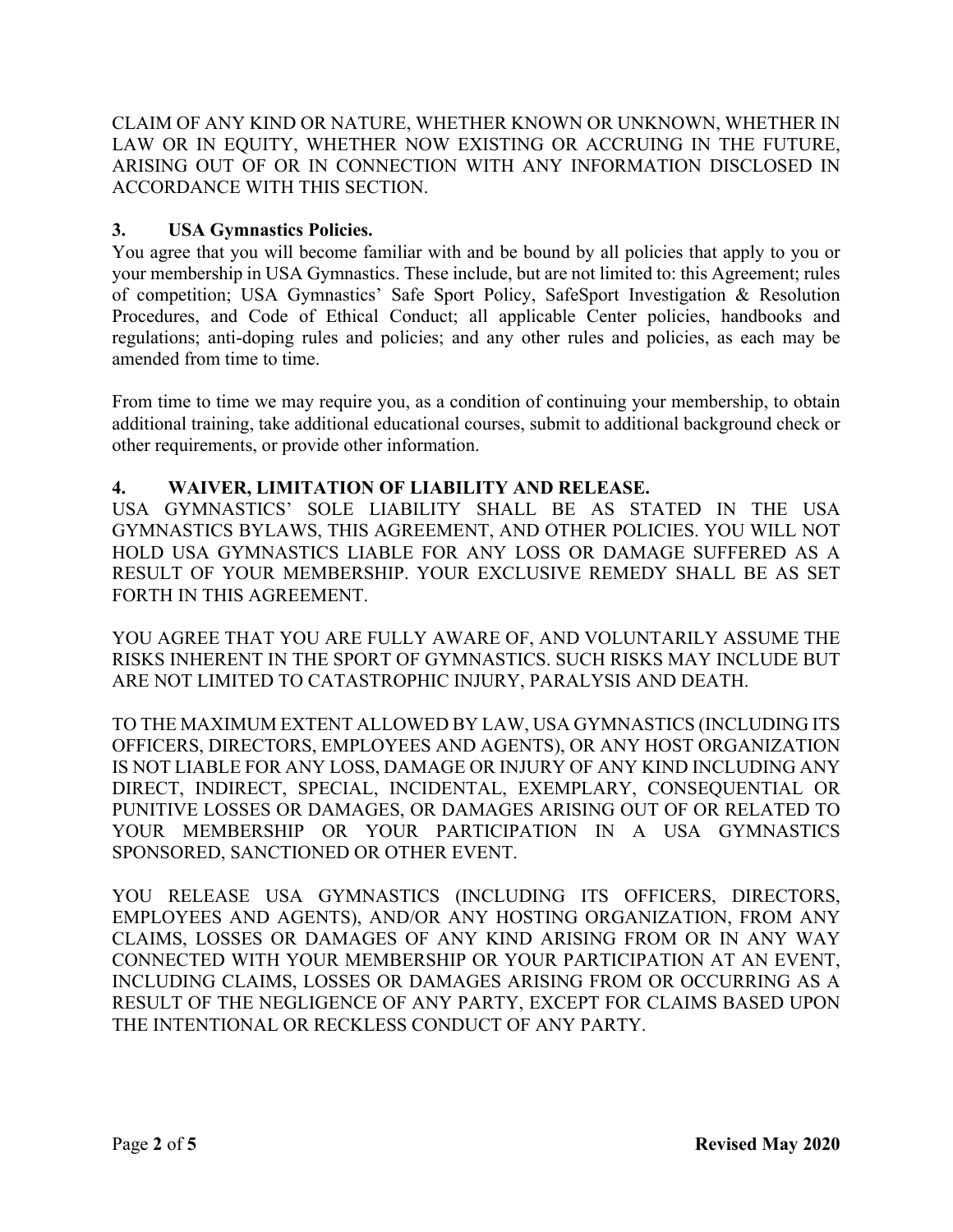CLAIM OF ANY KIND OR NATURE, WHETHER KNOWN OR UNKNOWN, WHETHER IN LAW OR IN EQUITY, WHETHER NOW EXISTING OR ACCRUING IN THE FUTURE, ARISING OUT OF OR IN CONNECTION WITH ANY INFORMATION DISCLOSED IN ACCORDANCE WITH THIS SECTION.

**3. USA Gymnastics Policies.**

You agree that you will become familiar with and be bound by all policies that apply to you or your membership in USA Gymnastics. These include, but are not limited to: this Agreement; rules of competition; USA Gymnastics' Safe Sport Policy, SafeSport Investigation & Resolution Procedures, and Code of Ethical Conduct; all applicable Center policies, handbooks and regulations; anti-doping rules and policies; and any other rules and policies, as each may be amended from time to time.

From time to time we may require you, as a condition of continuing your membership, to obtain additional training, take additional educational courses, submit to additional background check or other requirements, or provide other information.

**4. WAIVER, LIMITATION OF LIABILITY AND RELEASE.**

USA GYMNASTICS' SOLE LIABILITY SHALL BE AS STATED IN THE USA GYMNASTICS BYLAWS, THIS AGREEMENT, AND OTHER POLICIES. YOU WILL NOT HOLD USA GYMNASTICS LIABLE FOR ANY LOSS OR DAMAGE SUFFERED AS A RESULT OF YOUR MEMBERSHIP. YOUR EXCLUSIVE REMEDY SHALL BE AS SET FORTH IN THIS AGREEMENT.

YOU AGREE THAT YOU ARE FULLY AWARE OF, AND VOLUNTARILY ASSUME THE RISKS INHERENT IN THE SPORT OF GYMNASTICS. SUCH RISKS MAY INCLUDE BUT ARE NOT LIMITED TO CATASTROPHIC INJURY, PARALYSIS AND DEATH.

TO THE MAXIMUM EXTENT ALLOWED BY LAW, USA GYMNASTICS (INCLUDING ITS OFFICERS, DIRECTORS, EMPLOYEES AND AGENTS), OR ANY HOST ORGANIZATION IS NOT LIABLE FOR ANY LOSS, DAMAGE OR INJURY OF ANY KIND INCLUDING ANY DIRECT, INDIRECT, SPECIAL, INCIDENTAL, EXEMPLARY, CONSEQUENTIAL OR PUNITIVE LOSSES OR DAMAGES, OR DAMAGES ARISING OUT OF OR RELATED TO YOUR MEMBERSHIP OR YOUR PARTICIPATION IN A USA GYMNASTICS SPONSORED, SANCTIONED OR OTHER EVENT.

YOU RELEASE USA GYMNASTICS (INCLUDING ITS OFFICERS, DIRECTORS, EMPLOYEES AND AGENTS), AND/OR ANY HOSTING ORGANIZATION, FROM ANY CLAIMS, LOSSES OR DAMAGES OF ANY KIND ARISING FROM OR IN ANY WAY CONNECTED WITH YOUR MEMBERSHIP OR YOUR PARTICIPATION AT AN EVENT, INCLUDING CLAIMS, LOSSES OR DAMAGES ARISING FROM OR OCCURRING AS A RESULT OF THE NEGLIGENCE OF ANY PARTY, EXCEPT FOR CLAIMS BASED UPON THE INTENTIONAL OR RECKLESS CONDUCT OF ANY PARTY.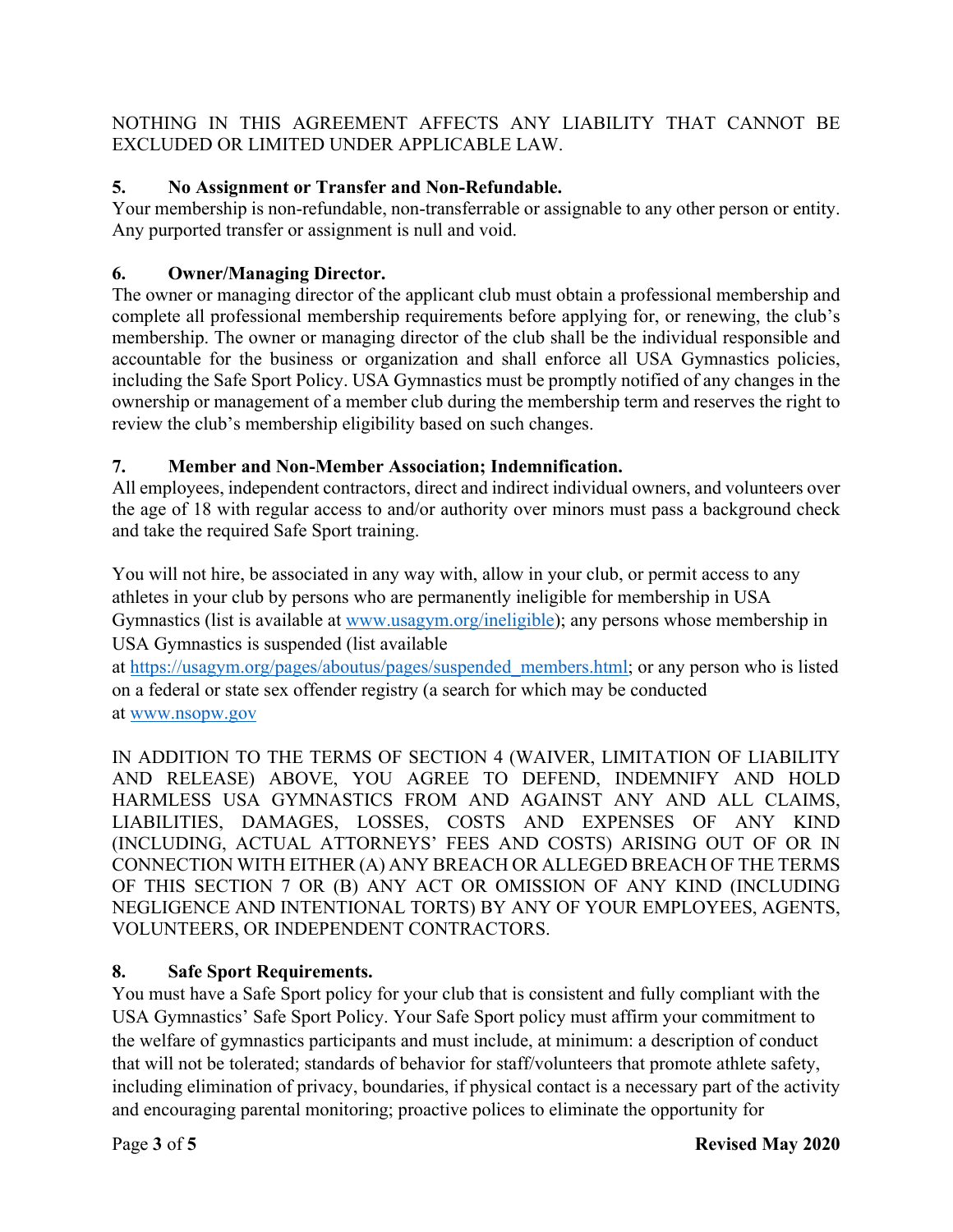NOTHING IN THIS AGREEMENT AFFECTS ANY LIABILITY THAT CANNOT BE EXCLUDED OR LIMITED UNDER APPLICABLE LAW.

**5. No Assignment or Transfer and Non-Refundable.**
Your membership is non-refundable, non-transferrable or assignable to any other person or entity. Any purported transfer or assignment is null and void.

**6. Owner/Managing Director.**
The owner or managing director of the applicant club must obtain a professional membership and complete all professional membership requirements before applying for, or renewing, the club's membership. The owner or managing director of the club shall be the individual responsible and accountable for the business or organization and shall enforce all USA Gymnastics policies, including the Safe Sport Policy. USA Gymnastics must be promptly notified of any changes in the ownership or management of a member club during the membership term and reserves the right to review the club's membership eligibility based on such changes.

**7. Member and Non-Member Association; Indemnification.**
All employees, independent contractors, direct and indirect individual owners, and volunteers over the age of 18 with regular access to and/or authority over minors must pass a background check and take the required Safe Sport training.

You will not hire, be associated in any way with, allow in your club, or permit access to any athletes in your club by persons who are permanently ineligible for membership in USA Gymnastics (list is available at www.usagym.org/ineligible); any persons whose membership in USA Gymnastics is suspended (list available at https://usagym.org/pages/aboutus/pages/suspended_members.html; or any person who is listed on a federal or state sex offender registry (a search for which may be conducted at www.nsopw.gov

IN ADDITION TO THE TERMS OF SECTION 4 (WAIVER, LIMITATION OF LIABILITY AND RELEASE) ABOVE, YOU AGREE TO DEFEND, INDEMNIFY AND HOLD HARMLESS USA GYMNASTICS FROM AND AGAINST ANY AND ALL CLAIMS, LIABILITIES, DAMAGES, LOSSES, COSTS AND EXPENSES OF ANY KIND (INCLUDING, ACTUAL ATTORNEYS' FEES AND COSTS) ARISING OUT OF OR IN CONNECTION WITH EITHER (A) ANY BREACH OR ALLEGED BREACH OF THE TERMS OF THIS SECTION 7 OR (B) ANY ACT OR OMISSION OF ANY KIND (INCLUDING NEGLIGENCE AND INTENTIONAL TORTS) BY ANY OF YOUR EMPLOYEES, AGENTS, VOLUNTEERS, OR INDEPENDENT CONTRACTORS.

**8. Safe Sport Requirements.**
You must have a Safe Sport policy for your club that is consistent and fully compliant with the USA Gymnastics' Safe Sport Policy. Your Safe Sport policy must affirm your commitment to the welfare of gymnastics participants and must include, at minimum: a description of conduct that will not be tolerated; standards of behavior for staff/volunteers that promote athlete safety, including elimination of privacy, boundaries, if physical contact is a necessary part of the activity and encouraging parental monitoring; proactive polices to eliminate the opportunity for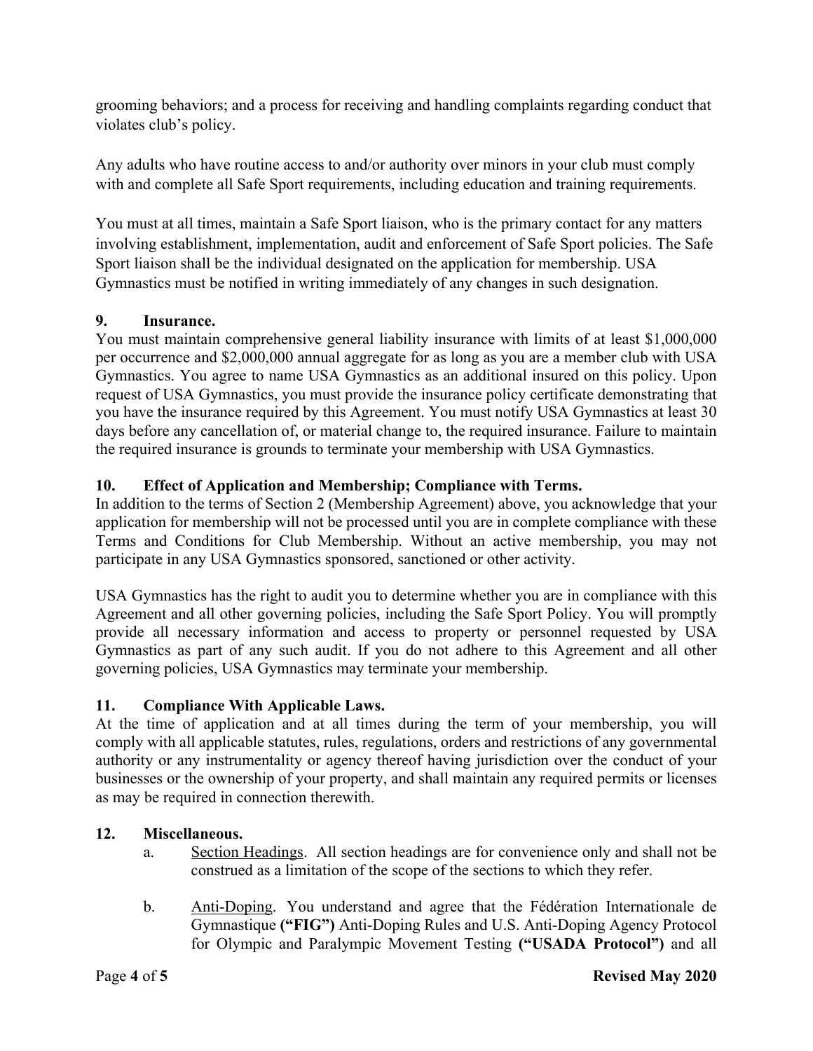grooming behaviors; and a process for receiving and handling complaints regarding conduct that violates club's policy.

Any adults who have routine access to and/or authority over minors in your club must comply with and complete all Safe Sport requirements, including education and training requirements.

You must at all times, maintain a Safe Sport liaison, who is the primary contact for any matters involving establishment, implementation, audit and enforcement of Safe Sport policies. The Safe Sport liaison shall be the individual designated on the application for membership. USA Gymnastics must be notified in writing immediately of any changes in such designation.

**9. Insurance.**

You must maintain comprehensive general liability insurance with limits of at least $1,000,000 per occurrence and $2,000,000 annual aggregate for as long as you are a member club with USA Gymnastics. You agree to name USA Gymnastics as an additional insured on this policy. Upon request of USA Gymnastics, you must provide the insurance policy certificate demonstrating that you have the insurance required by this Agreement. You must notify USA Gymnastics at least 30 days before any cancellation of, or material change to, the required insurance. Failure to maintain the required insurance is grounds to terminate your membership with USA Gymnastics.

**10. Effect of Application and Membership; Compliance with Terms.**

In addition to the terms of Section 2 (Membership Agreement) above, you acknowledge that your application for membership will not be processed until you are in complete compliance with these Terms and Conditions for Club Membership. Without an active membership, you may not participate in any USA Gymnastics sponsored, sanctioned or other activity.

USA Gymnastics has the right to audit you to determine whether you are in compliance with this Agreement and all other governing policies, including the Safe Sport Policy. You will promptly provide all necessary information and access to property or personnel requested by USA Gymnastics as part of any such audit. If you do not adhere to this Agreement and all other governing policies, USA Gymnastics may terminate your membership.

**11. Compliance With Applicable Laws.**

At the time of application and at all times during the term of your membership, you will comply with all applicable statutes, rules, regulations, orders and restrictions of any governmental authority or any instrumentality or agency thereof having jurisdiction over the conduct of your businesses or the ownership of your property, and shall maintain any required permits or licenses as may be required in connection therewith.

**12. Miscellaneous.**

a. Section Headings. All section headings are for convenience only and shall not be construed as a limitation of the scope of the sections to which they refer.

b. Anti-Doping. You understand and agree that the Fédération Internationale de Gymnastique **("FIG")** Anti-Doping Rules and U.S. Anti-Doping Agency Protocol for Olympic and Paralympic Movement Testing **("USADA Protocol")** and all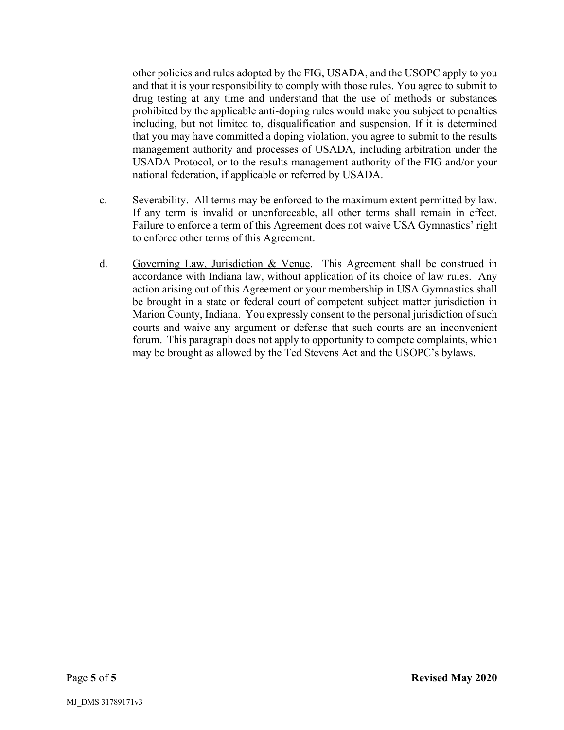other policies and rules adopted by the FIG, USADA, and the USOPC apply to you and that it is your responsibility to comply with those rules. You agree to submit to drug testing at any time and understand that the use of methods or substances prohibited by the applicable anti-doping rules would make you subject to penalties including, but not limited to, disqualification and suspension. If it is determined that you may have committed a doping violation, you agree to submit to the results management authority and processes of USADA, including arbitration under the USADA Protocol, or to the results management authority of the FIG and/or your national federation, if applicable or referred by USADA.

c. Severability. All terms may be enforced to the maximum extent permitted by law. If any term is invalid or unenforceable, all other terms shall remain in effect. Failure to enforce a term of this Agreement does not waive USA Gymnastics' right to enforce other terms of this Agreement.

d. Governing Law, Jurisdiction & Venue. This Agreement shall be construed in accordance with Indiana law, without application of its choice of law rules. Any action arising out of this Agreement or your membership in USA Gymnastics shall be brought in a state or federal court of competent subject matter jurisdiction in Marion County, Indiana. You expressly consent to the personal jurisdiction of such courts and waive any argument or defense that such courts are an inconvenient forum. This paragraph does not apply to opportunity to compete complaints, which may be brought as allowed by the Ted Stevens Act and the USOPC's bylaws.